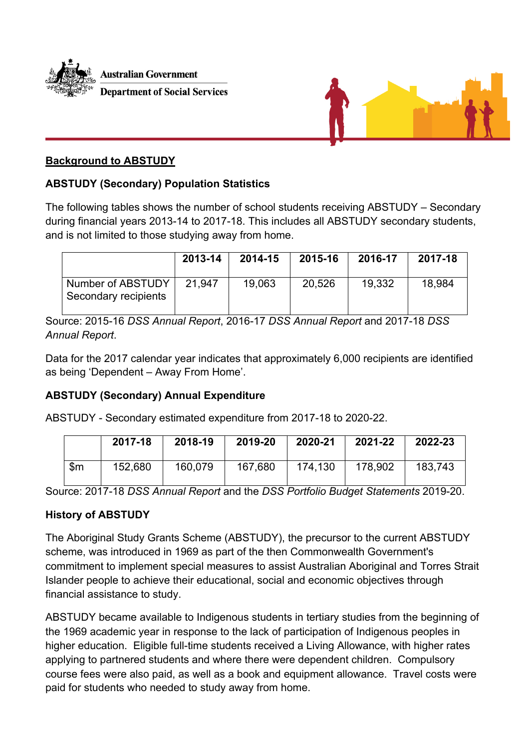Australian Government

Department of Social Services

## <u>Background to ABSTUDY</u>

### ABSTUDY (Secondary) Population Statistics

The following tables shows the number of school students receiving ABSTUDY – Secondary during financial years 2013-14 to 2017-18. This includes all ABSTUDY secondary students, and is not limited to those studying away from home.

| | 2013-14 | 2014-15 | 2015-16 | 2016-17 | 2017-18 |
|---|---|---|---|---|---|
| Number of ABSTUDY Secondary recipients | 21,947 | 19,063 | 20,526 | 19,332 | 18,984 |

Source: 2015-16 *DSS Annual Report*, 2016-17 *DSS Annual Report* and 2017-18 *DSS Annual Report*.

Data for the 2017 calendar year indicates that approximately 6,000 recipients are identified as being 'Dependent – Away From Home'.

### ABSTUDY (Secondary) Annual Expenditure

ABSTUDY - Secondary estimated expenditure from 2017-18 to 2020-22.

| | 2017-18 | 2018-19 | 2019-20 | 2020-21 | 2021-22 | 2022-23 |
|---|---|---|---|---|---|---|
| $m | 152,680 | 160,079 | 167,680 | 174,130 | 178,902 | 183,743 |

Source: 2017-18 *DSS Annual Report* and the *DSS Portfolio Budget Statements* 2019-20.

### History of ABSTUDY

The Aboriginal Study Grants Scheme (ABSTUDY), the precursor to the current ABSTUDY scheme, was introduced in 1969 as part of the then Commonwealth Government's commitment to implement special measures to assist Australian Aboriginal and Torres Strait Islander people to achieve their educational, social and economic objectives through financial assistance to study.

ABSTUDY became available to Indigenous students in tertiary studies from the beginning of the 1969 academic year in response to the lack of participation of Indigenous peoples in higher education. Eligible full-time students received a Living Allowance, with higher rates applying to partnered students and where there were dependent children. Compulsory course fees were also paid, as well as a book and equipment allowance. Travel costs were paid for students who needed to study away from home.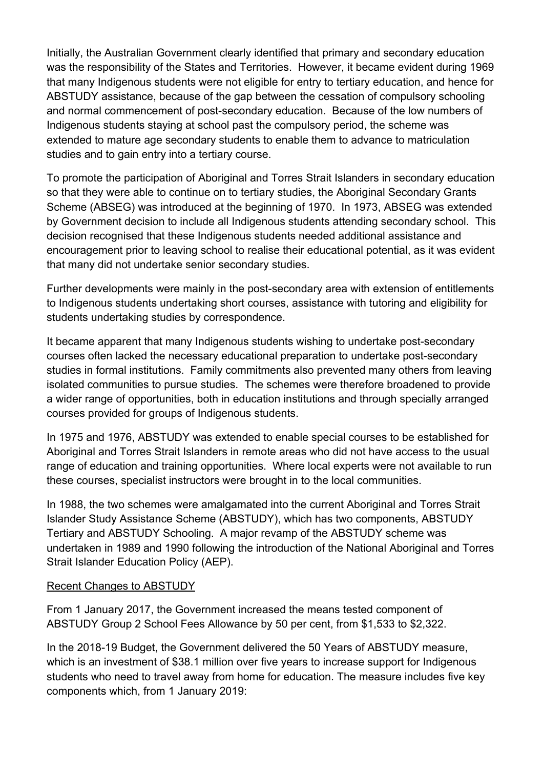Initially, the Australian Government clearly identified that primary and secondary education was the responsibility of the States and Territories. However, it became evident during 1969 that many Indigenous students were not eligible for entry to tertiary education, and hence for ABSTUDY assistance, because of the gap between the cessation of compulsory schooling and normal commencement of post-secondary education. Because of the low numbers of Indigenous students staying at school past the compulsory period, the scheme was extended to mature age secondary students to enable them to advance to matriculation studies and to gain entry into a tertiary course.

To promote the participation of Aboriginal and Torres Strait Islanders in secondary education so that they were able to continue on to tertiary studies, the Aboriginal Secondary Grants Scheme (ABSEG) was introduced at the beginning of 1970. In 1973, ABSEG was extended by Government decision to include all Indigenous students attending secondary school. This decision recognised that these Indigenous students needed additional assistance and encouragement prior to leaving school to realise their educational potential, as it was evident that many did not undertake senior secondary studies.

Further developments were mainly in the post-secondary area with extension of entitlements to Indigenous students undertaking short courses, assistance with tutoring and eligibility for students undertaking studies by correspondence.

It became apparent that many Indigenous students wishing to undertake post-secondary courses often lacked the necessary educational preparation to undertake post-secondary studies in formal institutions. Family commitments also prevented many others from leaving isolated communities to pursue studies. The schemes were therefore broadened to provide a wider range of opportunities, both in education institutions and through specially arranged courses provided for groups of Indigenous students.

In 1975 and 1976, ABSTUDY was extended to enable special courses to be established for Aboriginal and Torres Strait Islanders in remote areas who did not have access to the usual range of education and training opportunities. Where local experts were not available to run these courses, specialist instructors were brought in to the local communities.

In 1988, the two schemes were amalgamated into the current Aboriginal and Torres Strait Islander Study Assistance Scheme (ABSTUDY), which has two components, ABSTUDY Tertiary and ABSTUDY Schooling. A major revamp of the ABSTUDY scheme was undertaken in 1989 and 1990 following the introduction of the National Aboriginal and Torres Strait Islander Education Policy (AEP).

## Recent Changes to ABSTUDY

From 1 January 2017, the Government increased the means tested component of ABSTUDY Group 2 School Fees Allowance by 50 per cent, from $1,533 to $2,322.

In the 2018-19 Budget, the Government delivered the 50 Years of ABSTUDY measure, which is an investment of $38.1 million over five years to increase support for Indigenous students who need to travel away from home for education. The measure includes five key components which, from 1 January 2019: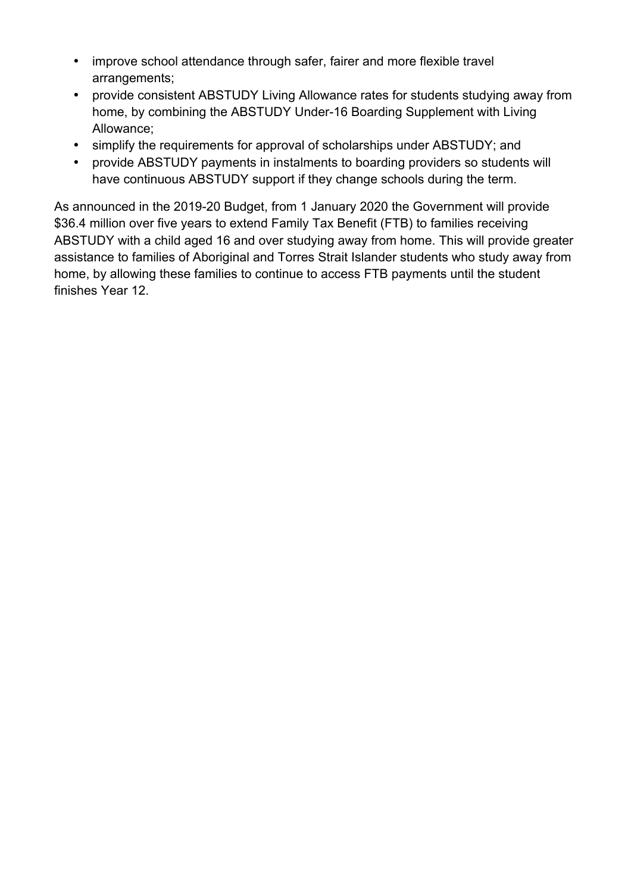- improve school attendance through safer, fairer and more flexible travel arrangements;
- provide consistent ABSTUDY Living Allowance rates for students studying away from home, by combining the ABSTUDY Under-16 Boarding Supplement with Living Allowance;
- simplify the requirements for approval of scholarships under ABSTUDY; and
- provide ABSTUDY payments in instalments to boarding providers so students will have continuous ABSTUDY support if they change schools during the term.

As announced in the 2019-20 Budget, from 1 January 2020 the Government will provide $36.4 million over five years to extend Family Tax Benefit (FTB) to families receiving ABSTUDY with a child aged 16 and over studying away from home. This will provide greater assistance to families of Aboriginal and Torres Strait Islander students who study away from home, by allowing these families to continue to access FTB payments until the student finishes Year 12.